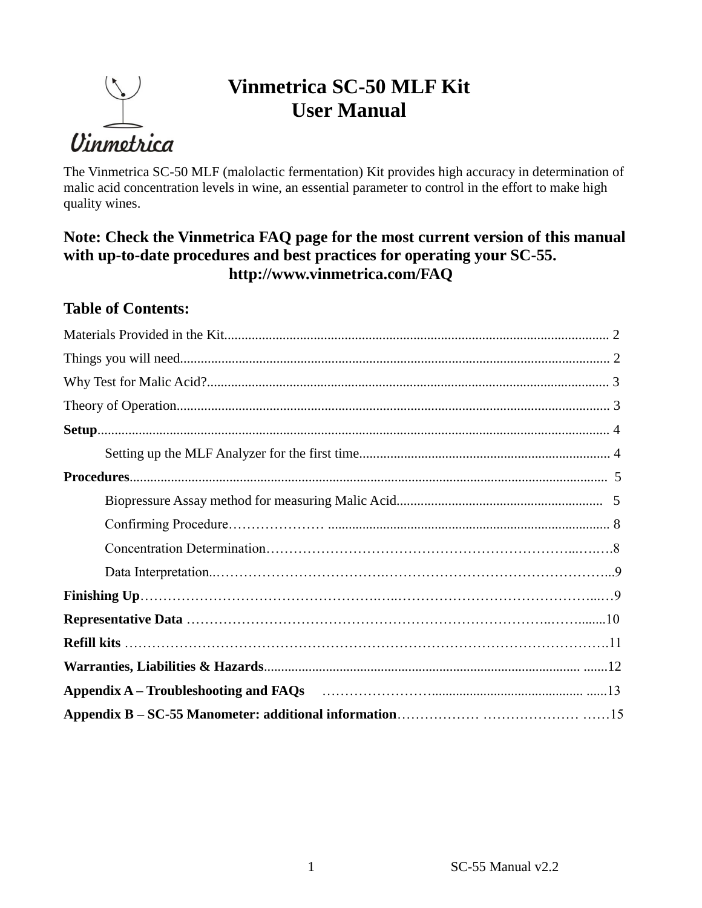# Vinmetrica SC-50 MLF Kit
# User Manual

The Vinmetrica SC-50 MLF (malolactic fermentation) Kit provides high accuracy in determination of malic acid concentration levels in wine, an essential parameter to control in the effort to make high quality wines.

**Note: Check the Vinmetrica FAQ page for the most current version of this manual with up-to-date procedures and best practices for operating your SC-55.**
**http://www.vinmetrica.com/FAQ**

## Table of Contents:

- Materials Provided in the Kit ... 2
- Things you will need ... 2
- Why Test for Malic Acid? ... 3
- Theory of Operation ... 3
- **Setup** ... 4
  - Setting up the MLF Analyzer for the first time ... 4
- **Procedures** ... 5
  - Biopressure Assay method for measuring Malic Acid ... 5
  - Confirming Procedure ... 8
  - Concentration Determination ... 8
  - Data Interpretation ... 9
- **Finishing Up** ... 9
- **Representative Data** ... 10
- **Refill kits** ... 11
- **Warranties, Liabilities & Hazards** ... 12
- **Appendix A – Troubleshooting and FAQs** ... 13
- **Appendix B – SC-55 Manometer: additional information** ... 15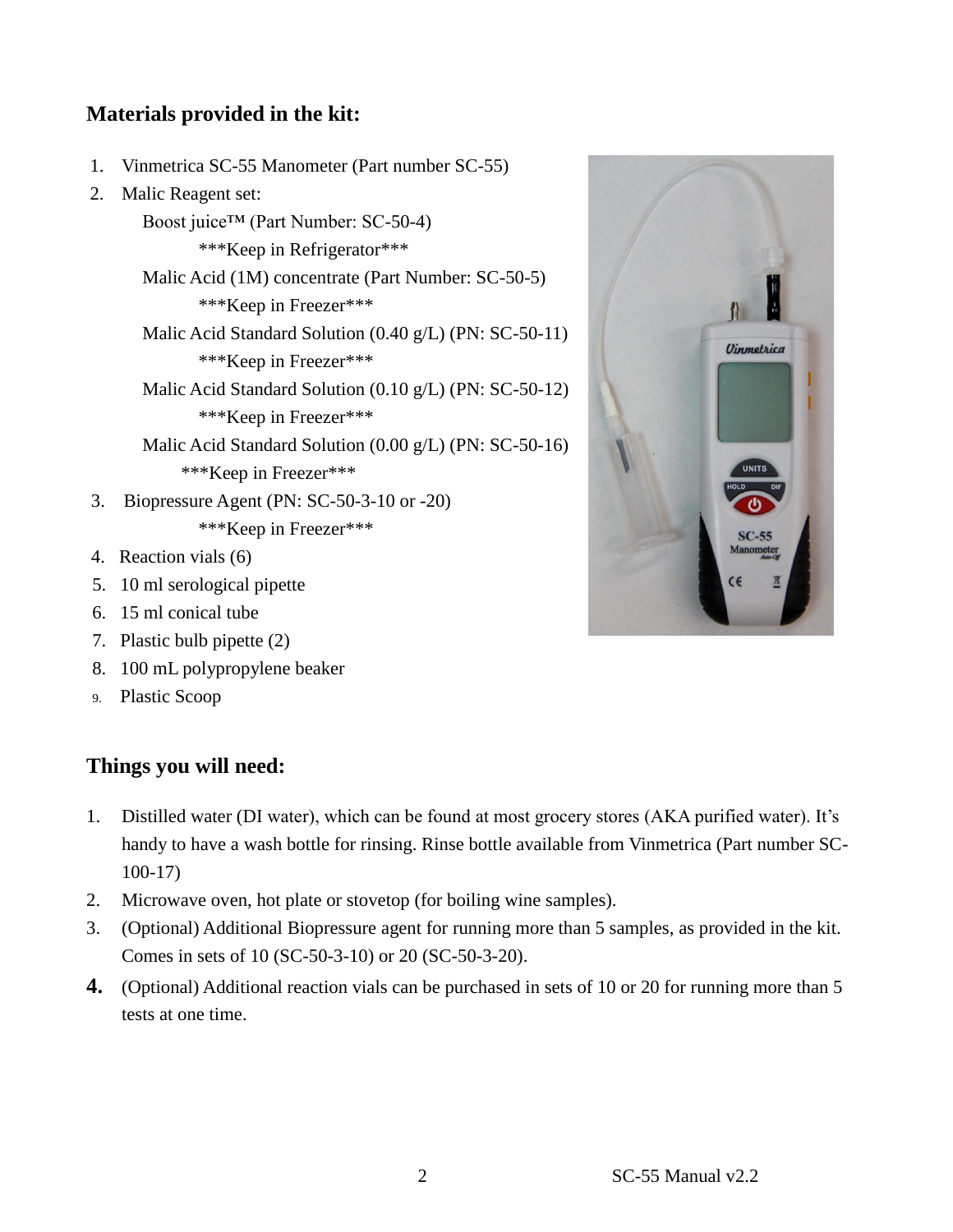## Materials provided in the kit:

1. Vinmetrica SC-55 Manometer (Part number SC-55)
2. Malic Reagent set:
   - Boost juice™ (Part Number: SC-50-4)
     ***Keep in Refrigerator***
   - Malic Acid (1M) concentrate (Part Number: SC-50-5)
     ***Keep in Freezer***
   - Malic Acid Standard Solution (0.40 g/L) (PN: SC-50-11)
     ***Keep in Freezer***
   - Malic Acid Standard Solution (0.10 g/L) (PN: SC-50-12)
     ***Keep in Freezer***
   - Malic Acid Standard Solution (0.00 g/L) (PN: SC-50-16)
     ***Keep in Freezer***
3. Biopressure Agent (PN: SC-50-3-10 or -20)
   ***Keep in Freezer***
4. Reaction vials (6)
5. 10 ml serological pipette
6. 15 ml conical tube
7. Plastic bulb pipette (2)
8. 100 mL polypropylene beaker
9. Plastic Scoop

## Things you will need:

1. Distilled water (DI water), which can be found at most grocery stores (AKA purified water). It's handy to have a wash bottle for rinsing. Rinse bottle available from Vinmetrica (Part number SC-100-17)
2. Microwave oven, hot plate or stovetop (for boiling wine samples).
3. (Optional) Additional Biopressure agent for running more than 5 samples, as provided in the kit. Comes in sets of 10 (SC-50-3-10) or 20 (SC-50-3-20).
4. (Optional) Additional reaction vials can be purchased in sets of 10 or 20 for running more than 5 tests at one time.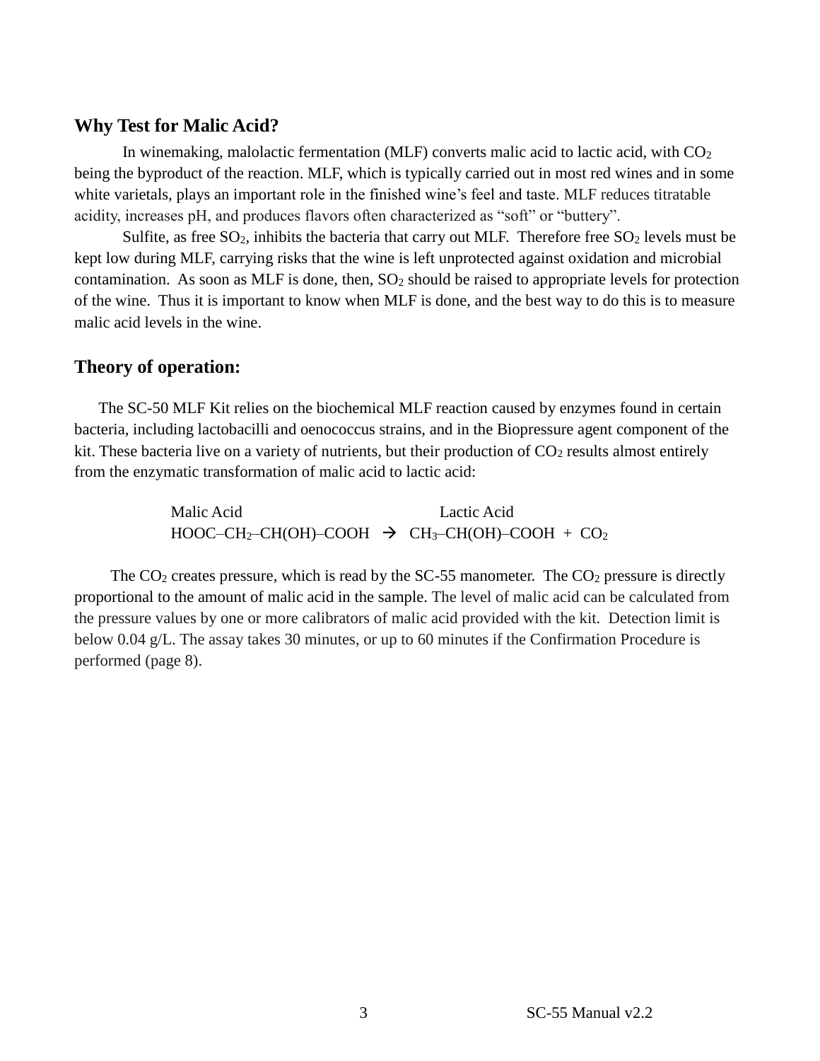## Why Test for Malic Acid?

In winemaking, malolactic fermentation (MLF) converts malic acid to lactic acid, with $CO_2$ being the byproduct of the reaction. MLF, which is typically carried out in most red wines and in some white varietals, plays an important role in the finished wine's feel and taste. MLF reduces titratable acidity, increases pH, and produces flavors often characterized as "soft" or "buttery".

Sulfite, as free $SO_2$, inhibits the bacteria that carry out MLF. Therefore free $SO_2$ levels must be kept low during MLF, carrying risks that the wine is left unprotected against oxidation and microbial contamination. As soon as MLF is done, then, $SO_2$ should be raised to appropriate levels for protection of the wine. Thus it is important to know when MLF is done, and the best way to do this is to measure malic acid levels in the wine.

## Theory of operation:

The SC-50 MLF Kit relies on the biochemical MLF reaction caused by enzymes found in certain bacteria, including lactobacilli and oenococcus strains, and in the Biopressure agent component of the kit. These bacteria live on a variety of nutrients, but their production of $CO_2$ results almost entirely from the enzymatic transformation of malic acid to lactic acid:

$$\underset{\text{Malic Acid}}{HOOC\text{–}CH_2\text{–}CH(OH)\text{–}COOH} \rightarrow \underset{\text{Lactic Acid}}{CH_3\text{–}CH(OH)\text{–}COOH} + CO_2$$

The $CO_2$ creates pressure, which is read by the SC-55 manometer. The $CO_2$ pressure is directly proportional to the amount of malic acid in the sample. The level of malic acid can be calculated from the pressure values by one or more calibrators of malic acid provided with the kit. Detection limit is below 0.04 g/L. The assay takes 30 minutes, or up to 60 minutes if the Confirmation Procedure is performed (page 8).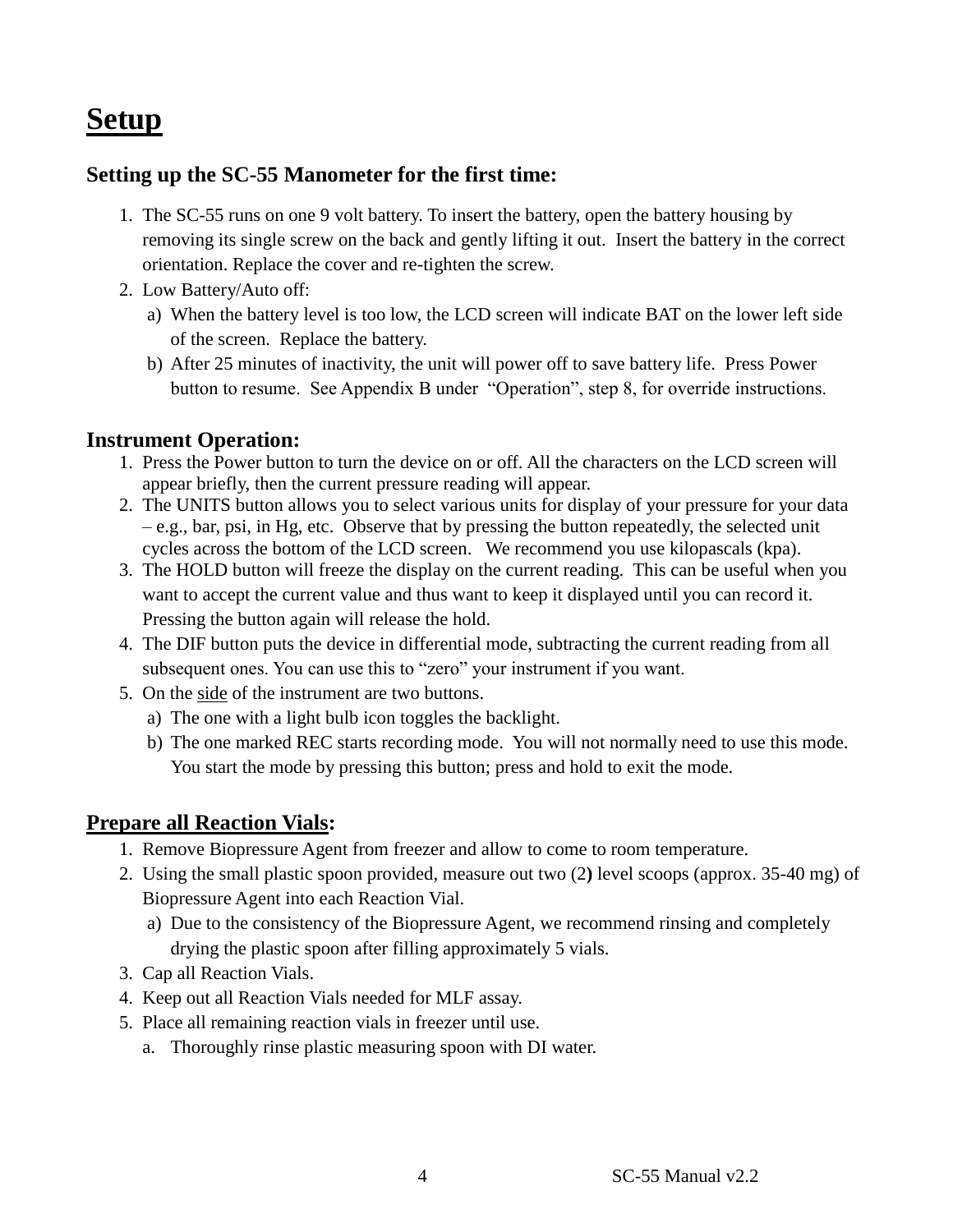# Setup

### Setting up the SC-55 Manometer for the first time:

1. The SC-55 runs on one 9 volt battery. To insert the battery, open the battery housing by removing its single screw on the back and gently lifting it out. Insert the battery in the correct orientation. Replace the cover and re-tighten the screw.
2. Low Battery/Auto off:
   a) When the battery level is too low, the LCD screen will indicate BAT on the lower left side of the screen. Replace the battery.
   b) After 25 minutes of inactivity, the unit will power off to save battery life. Press Power button to resume. See Appendix B under "Operation", step 8, for override instructions.

### Instrument Operation:

1. Press the Power button to turn the device on or off. All the characters on the LCD screen will appear briefly, then the current pressure reading will appear.
2. The UNITS button allows you to select various units for display of your pressure for your data – e.g., bar, psi, in Hg, etc. Observe that by pressing the button repeatedly, the selected unit cycles across the bottom of the LCD screen. We recommend you use kilopascals (kpa).
3. The HOLD button will freeze the display on the current reading. This can be useful when you want to accept the current value and thus want to keep it displayed until you can record it. Pressing the button again will release the hold.
4. The DIF button puts the device in differential mode, subtracting the current reading from all subsequent ones. You can use this to "zero" your instrument if you want.
5. On the <u>side</u> of the instrument are two buttons.
   a) The one with a light bulb icon toggles the backlight.
   b) The one marked REC starts recording mode. You will not normally need to use this mode. You start the mode by pressing this button; press and hold to exit the mode.

### Prepare all Reaction Vials:

1. Remove Biopressure Agent from freezer and allow to come to room temperature.
2. Using the small plastic spoon provided, measure out two (2**)** level scoops (approx. 35-40 mg) of Biopressure Agent into each Reaction Vial.
   a) Due to the consistency of the Biopressure Agent, we recommend rinsing and completely drying the plastic spoon after filling approximately 5 vials.
3. Cap all Reaction Vials.
4. Keep out all Reaction Vials needed for MLF assay.
5. Place all remaining reaction vials in freezer until use.
   a. Thoroughly rinse plastic measuring spoon with DI water.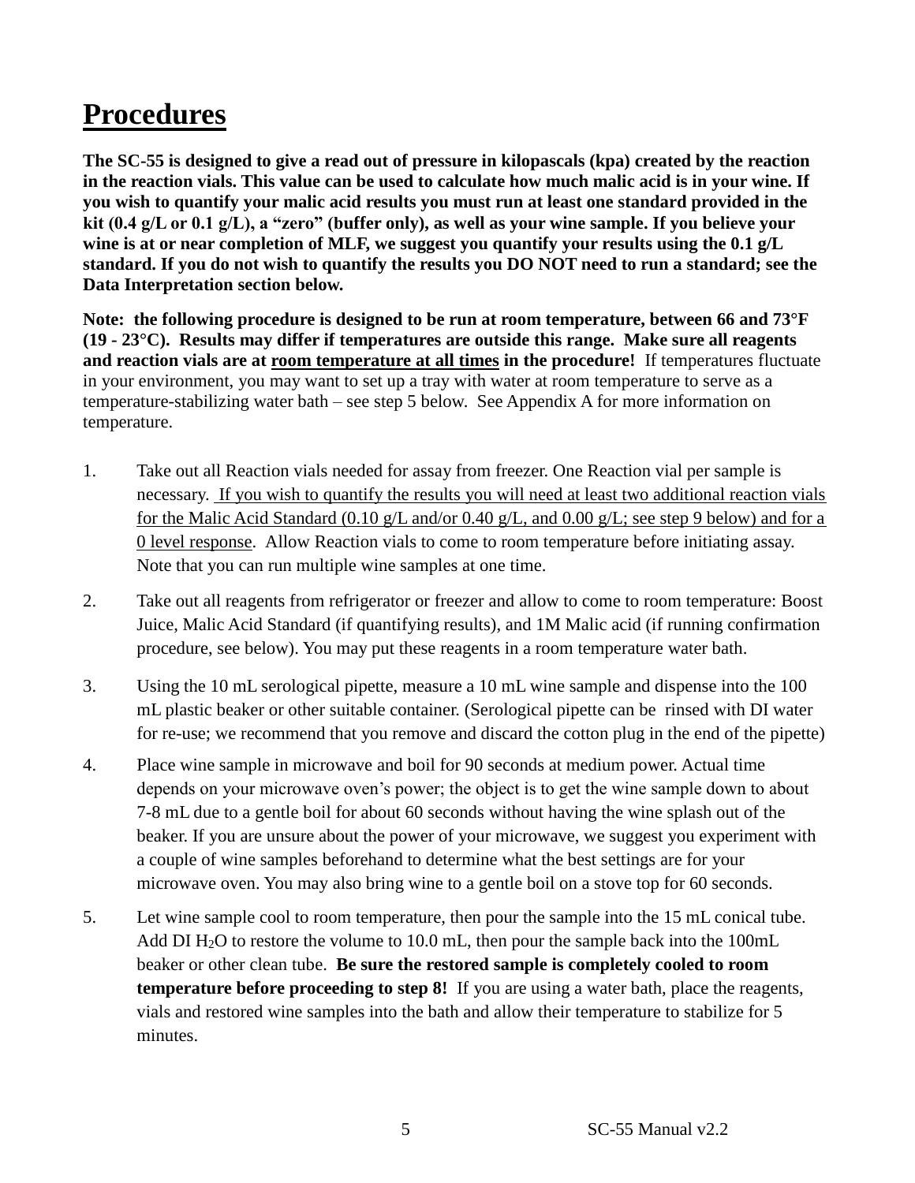# Procedures

**The SC-55 is designed to give a read out of pressure in kilopascals (kpa) created by the reaction in the reaction vials. This value can be used to calculate how much malic acid is in your wine. If you wish to quantify your malic acid results you must run at least one standard provided in the kit (0.4 g/L or 0.1 g/L), a "zero" (buffer only), as well as your wine sample. If you believe your wine is at or near completion of MLF, we suggest you quantify your results using the 0.1 g/L standard. If you do not wish to quantify the results you DO NOT need to run a standard; see the Data Interpretation section below.**

**Note: the following procedure is designed to be run at room temperature, between 66 and 73°F (19 - 23°C). Results may differ if temperatures are outside this range. Make sure all reagents and reaction vials are at room temperature at all times in the procedure!** If temperatures fluctuate in your environment, you may want to set up a tray with water at room temperature to serve as a temperature-stabilizing water bath – see step 5 below. See Appendix A for more information on temperature.

1. Take out all Reaction vials needed for assay from freezer. One Reaction vial per sample is necessary. If you wish to quantify the results you will need at least two additional reaction vials for the Malic Acid Standard (0.10 g/L and/or 0.40 g/L, and 0.00 g/L; see step 9 below) and for a 0 level response. Allow Reaction vials to come to room temperature before initiating assay. Note that you can run multiple wine samples at one time.

2. Take out all reagents from refrigerator or freezer and allow to come to room temperature: Boost Juice, Malic Acid Standard (if quantifying results), and 1M Malic acid (if running confirmation procedure, see below). You may put these reagents in a room temperature water bath.

3. Using the 10 mL serological pipette, measure a 10 mL wine sample and dispense into the 100 mL plastic beaker or other suitable container. (Serological pipette can be rinsed with DI water for re-use; we recommend that you remove and discard the cotton plug in the end of the pipette)

4. Place wine sample in microwave and boil for 90 seconds at medium power. Actual time depends on your microwave oven's power; the object is to get the wine sample down to about 7-8 mL due to a gentle boil for about 60 seconds without having the wine splash out of the beaker. If you are unsure about the power of your microwave, we suggest you experiment with a couple of wine samples beforehand to determine what the best settings are for your microwave oven. You may also bring wine to a gentle boil on a stove top for 60 seconds.

5. Let wine sample cool to room temperature, then pour the sample into the 15 mL conical tube. Add DI $H_2O$ to restore the volume to 10.0 mL, then pour the sample back into the 100mL beaker or other clean tube. **Be sure the restored sample is completely cooled to room temperature before proceeding to step 8!** If you are using a water bath, place the reagents, vials and restored wine samples into the bath and allow their temperature to stabilize for 5 minutes.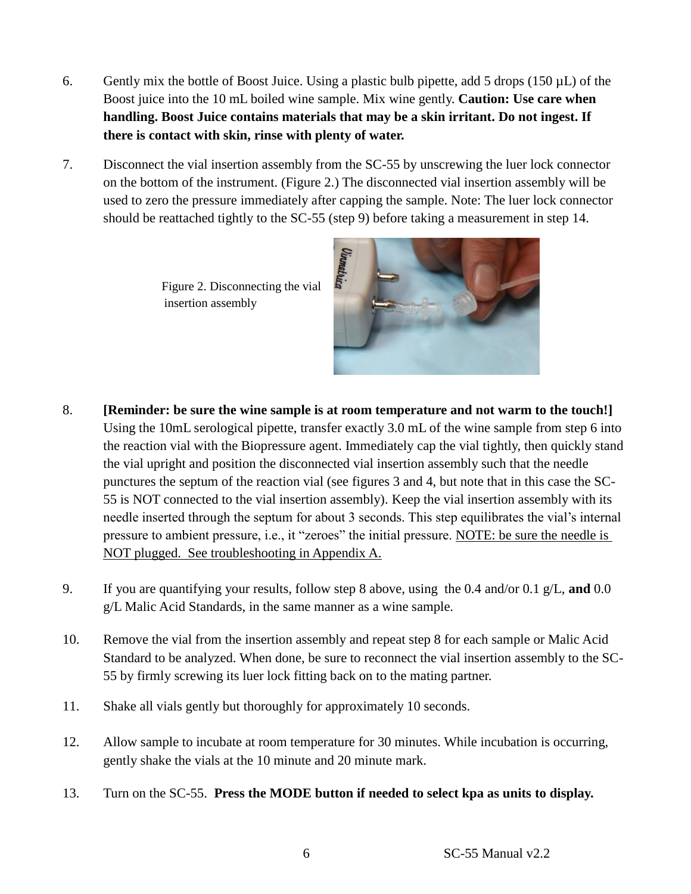6. Gently mix the bottle of Boost Juice. Using a plastic bulb pipette, add 5 drops (150 µL) of the Boost juice into the 10 mL boiled wine sample. Mix wine gently. **Caution: Use care when handling. Boost Juice contains materials that may be a skin irritant. Do not ingest. If there is contact with skin, rinse with plenty of water.**

7. Disconnect the vial insertion assembly from the SC-55 by unscrewing the luer lock connector on the bottom of the instrument. (Figure 2.) The disconnected vial insertion assembly will be used to zero the pressure immediately after capping the sample. Note: The luer lock connector should be reattached tightly to the SC-55 (step 9) before taking a measurement in step 14.

Figure 2. Disconnecting the vial insertion assembly

8. **[Reminder: be sure the wine sample is at room temperature and not warm to the touch!]** Using the 10mL serological pipette, transfer exactly 3.0 mL of the wine sample from step 6 into the reaction vial with the Biopressure agent. Immediately cap the vial tightly, then quickly stand the vial upright and position the disconnected vial insertion assembly such that the needle punctures the septum of the reaction vial (see figures 3 and 4, but note that in this case the SC-55 is NOT connected to the vial insertion assembly). Keep the vial insertion assembly with its needle inserted through the septum for about 3 seconds. This step equilibrates the vial's internal pressure to ambient pressure, i.e., it "zeroes" the initial pressure. <u>NOTE: be sure the needle is NOT plugged. See troubleshooting in Appendix A.</u>

9. If you are quantifying your results, follow step 8 above, using the 0.4 and/or 0.1 g/L, **and** 0.0 g/L Malic Acid Standards, in the same manner as a wine sample.

10. Remove the vial from the insertion assembly and repeat step 8 for each sample or Malic Acid Standard to be analyzed. When done, be sure to reconnect the vial insertion assembly to the SC-55 by firmly screwing its luer lock fitting back on to the mating partner.

11. Shake all vials gently but thoroughly for approximately 10 seconds.

12. Allow sample to incubate at room temperature for 30 minutes. While incubation is occurring, gently shake the vials at the 10 minute and 20 minute mark.

13. Turn on the SC-55. **Press the MODE button if needed to select kpa as units to display.**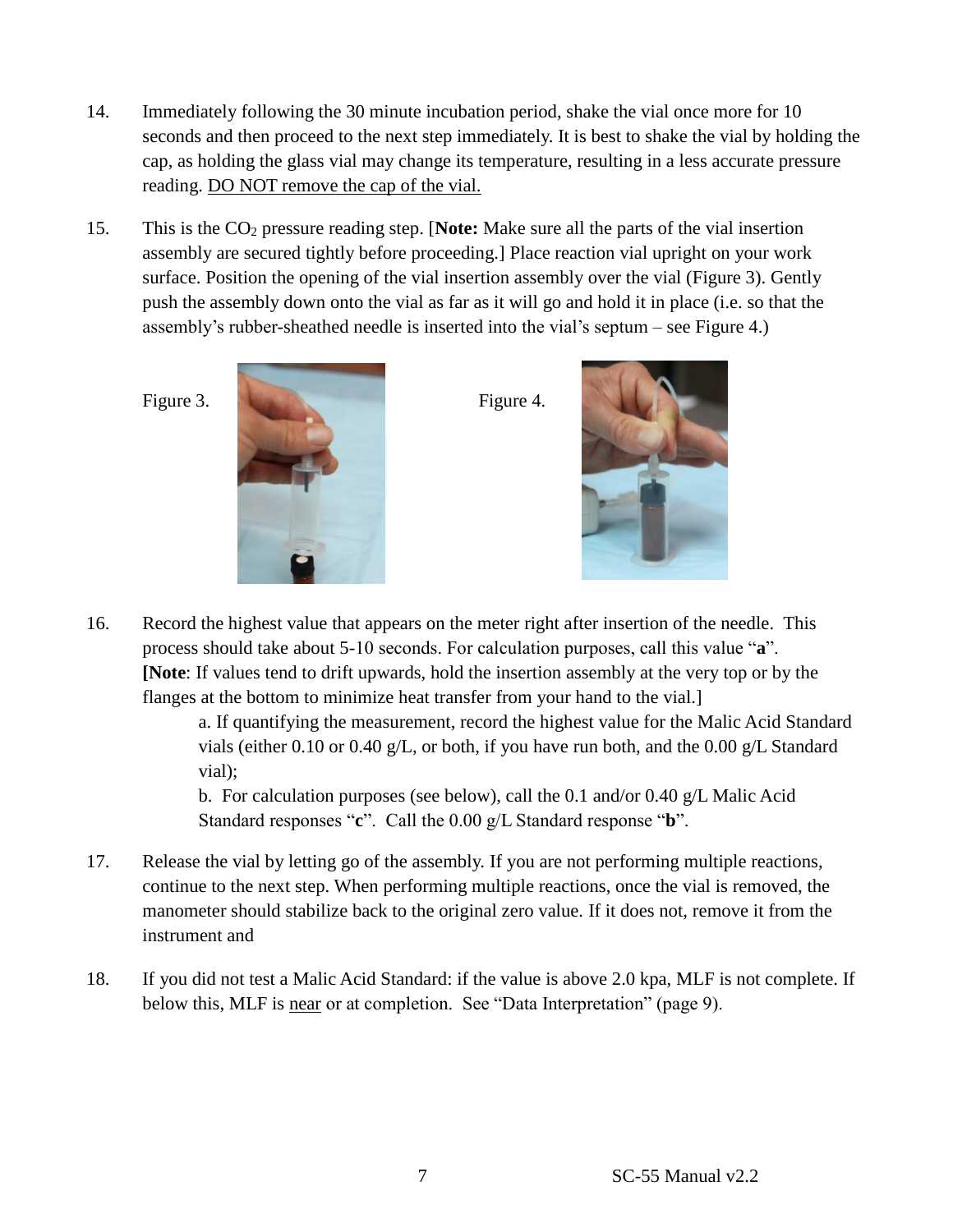14. Immediately following the 30 minute incubation period, shake the vial once more for 10 seconds and then proceed to the next step immediately. It is best to shake the vial by holding the cap, as holding the glass vial may change its temperature, resulting in a less accurate pressure reading. <u>DO NOT remove the cap of the vial.</u>

15. This is the $CO_2$ pressure reading step. [**Note:** Make sure all the parts of the vial insertion assembly are secured tightly before proceeding.] Place reaction vial upright on your work surface. Position the opening of the vial insertion assembly over the vial (Figure 3). Gently push the assembly down onto the vial as far as it will go and hold it in place (i.e. so that the assembly's rubber-sheathed needle is inserted into the vial's septum – see Figure 4.)

Figure 3.

Figure 4.

16. Record the highest value that appears on the meter right after insertion of the needle. This process should take about 5-10 seconds. For calculation purposes, call this value "**a**".
**[Note**: If values tend to drift upwards, hold the insertion assembly at the very top or by the flanges at the bottom to minimize heat transfer from your hand to the vial.]
    a. If quantifying the measurement, record the highest value for the Malic Acid Standard vials (either 0.10 or 0.40 g/L, or both, if you have run both, and the 0.00 g/L Standard vial);
    b. For calculation purposes (see below), call the 0.1 and/or 0.40 g/L Malic Acid Standard responses "**c**". Call the 0.00 g/L Standard response "**b**".

17. Release the vial by letting go of the assembly. If you are not performing multiple reactions, continue to the next step. When performing multiple reactions, once the vial is removed, the manometer should stabilize back to the original zero value. If it does not, remove it from the instrument and

18. If you did not test a Malic Acid Standard: if the value is above 2.0 kpa, MLF is not complete. If below this, MLF is <u>near</u> or at completion. See "Data Interpretation" (page 9).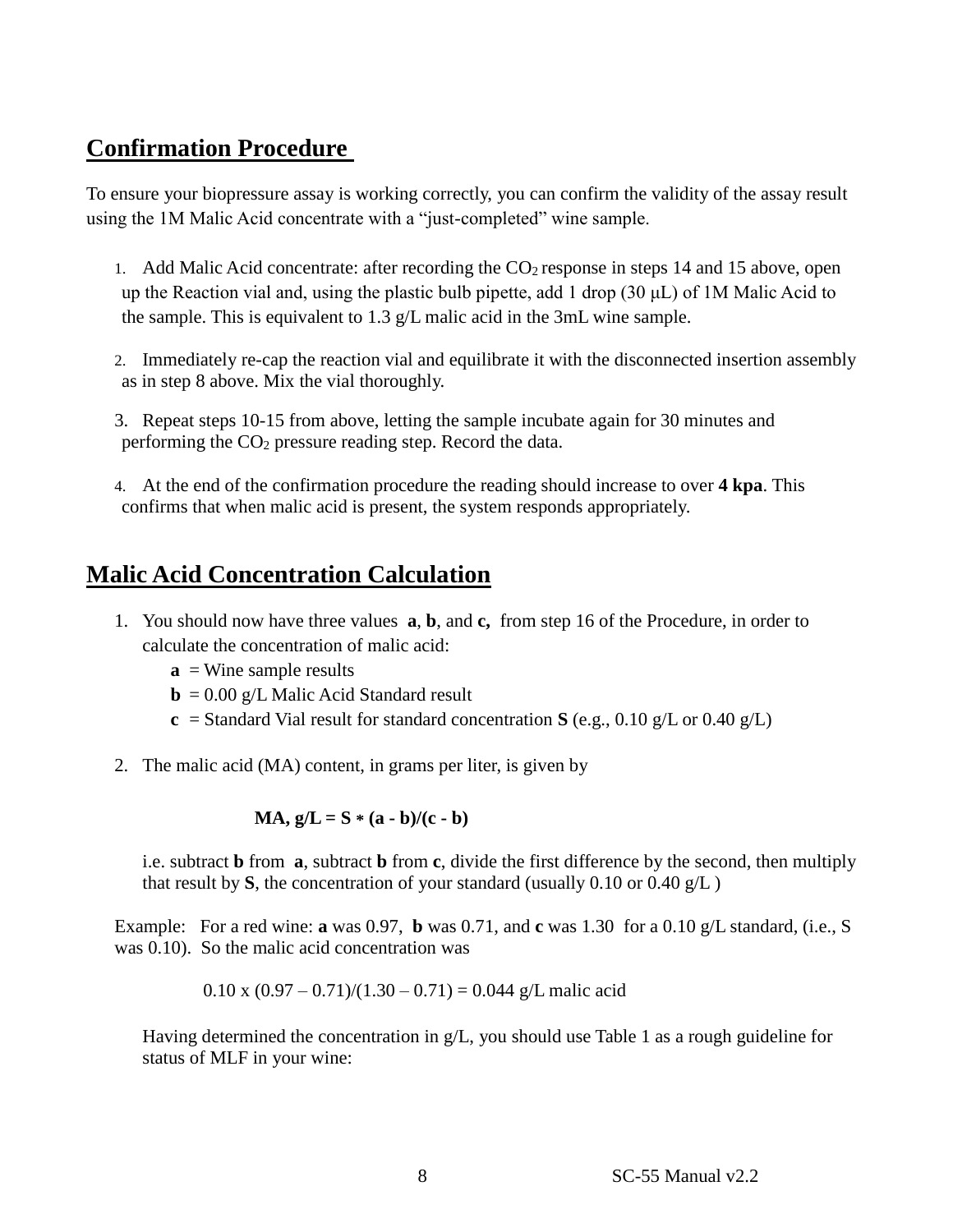## Confirmation Procedure

To ensure your biopressure assay is working correctly, you can confirm the validity of the assay result using the 1M Malic Acid concentrate with a "just-completed" wine sample.

1. Add Malic Acid concentrate: after recording the $CO_2$ response in steps 14 and 15 above, open up the Reaction vial and, using the plastic bulb pipette, add 1 drop (30 μL) of 1M Malic Acid to the sample. This is equivalent to 1.3 g/L malic acid in the 3mL wine sample.

2. Immediately re-cap the reaction vial and equilibrate it with the disconnected insertion assembly as in step 8 above. Mix the vial thoroughly.

3. Repeat steps 10-15 from above, letting the sample incubate again for 30 minutes and performing the $CO_2$ pressure reading step. Record the data.

4. At the end of the confirmation procedure the reading should increase to over **4 kpa**. This confirms that when malic acid is present, the system responds appropriately.

## Malic Acid Concentration Calculation

1. You should now have three values **a**, **b**, and **c,** from step 16 of the Procedure, in order to calculate the concentration of malic acid:
   - **a** = Wine sample results
   - **b** = 0.00 g/L Malic Acid Standard result
   - **c** = Standard Vial result for standard concentration **S** (e.g., 0.10 g/L or 0.40 g/L)

2. The malic acid (MA) content, in grams per liter, is given by

$$\textbf{MA, g/L} = \mathbf{S * (a - b)/(c - b)}$$

i.e. subtract **b** from **a**, subtract **b** from **c**, divide the first difference by the second, then multiply that result by **S**, the concentration of your standard (usually 0.10 or 0.40 g/L )

Example: For a red wine: **a** was 0.97, **b** was 0.71, and **c** was 1.30 for a 0.10 g/L standard, (i.e., S was 0.10). So the malic acid concentration was

$$0.10 \times (0.97 - 0.71)/(1.30 - 0.71) = 0.044 \text{ g/L malic acid}$$

Having determined the concentration in g/L, you should use Table 1 as a rough guideline for status of MLF in your wine: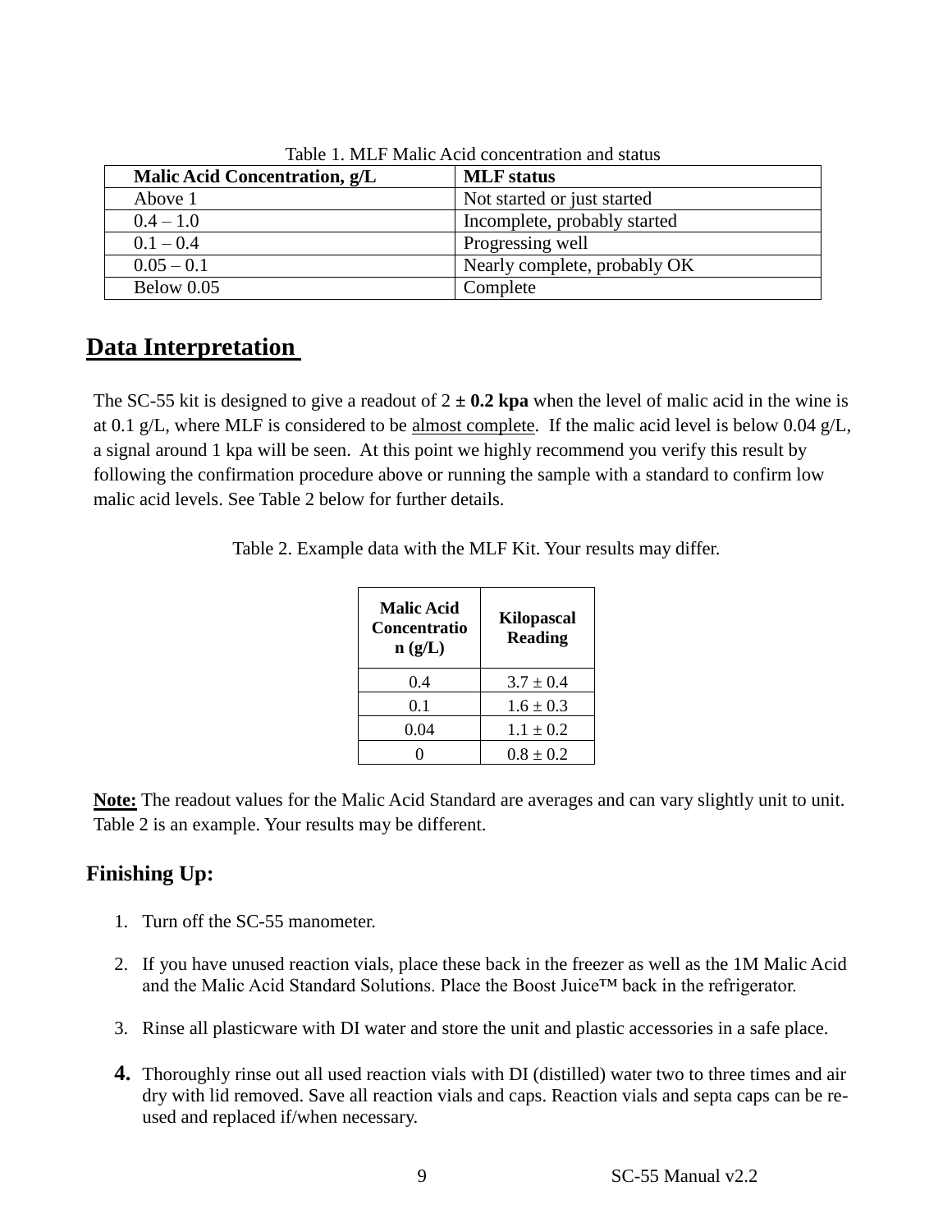Table 1. MLF Malic Acid concentration and status

| Malic Acid Concentration, g/L | MLF status |
| --- | --- |
| Above 1 | Not started or just started |
| 0.4 – 1.0 | Incomplete, probably started |
| 0.1 – 0.4 | Progressing well |
| 0.05 – 0.1 | Nearly complete, probably OK |
| Below 0.05 | Complete |

## Data Interpretation

The SC-55 kit is designed to give a readout of 2 **± 0.2 kpa** when the level of malic acid in the wine is at 0.1 g/L, where MLF is considered to be almost complete. If the malic acid level is below 0.04 g/L, a signal around 1 kpa will be seen. At this point we highly recommend you verify this result by following the confirmation procedure above or running the sample with a standard to confirm low malic acid levels. See Table 2 below for further details.

Table 2. Example data with the MLF Kit. Your results may differ.

| Malic Acid Concentration (g/L) | Kilopascal Reading |
| --- | --- |
| 0.4 | 3.7 ± 0.4 |
| 0.1 | 1.6 ± 0.3 |
| 0.04 | 1.1 ± 0.2 |
| 0 | 0.8 ± 0.2 |

**Note:** The readout values for the Malic Acid Standard are averages and can vary slightly unit to unit. Table 2 is an example. Your results may be different.

### Finishing Up:

1. Turn off the SC-55 manometer.
2. If you have unused reaction vials, place these back in the freezer as well as the 1M Malic Acid and the Malic Acid Standard Solutions. Place the Boost Juice™ back in the refrigerator.
3. Rinse all plasticware with DI water and store the unit and plastic accessories in a safe place.
4. Thoroughly rinse out all used reaction vials with DI (distilled) water two to three times and air dry with lid removed. Save all reaction vials and caps. Reaction vials and septa caps can be re-used and replaced if/when necessary.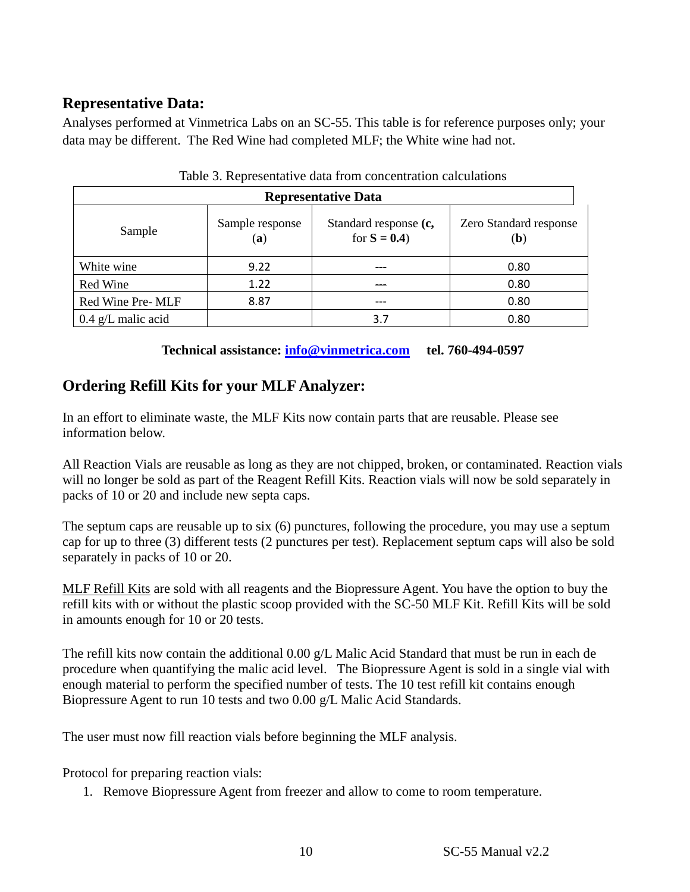## Representative Data:

Analyses performed at Vinmetrica Labs on an SC-55. This table is for reference purposes only; your data may be different. The Red Wine had completed MLF; the White wine had not.

Table 3. Representative data from concentration calculations

| Representative Data | | | |
|---|---|---|---|
| Sample | Sample response (**a**) | Standard response **(c,** for **S = 0.4**) | Zero Standard response (**b**) |
| White wine | 9.22 | --- | 0.80 |
| Red Wine | 1.22 | --- | 0.80 |
| Red Wine Pre- MLF | 8.87 | --- | 0.80 |
| 0.4 g/L malic acid | | 3.7 | 0.80 |

**Technical assistance: info@vinmetrica.com tel. 760-494-0597**

## Ordering Refill Kits for your MLF Analyzer:

In an effort to eliminate waste, the MLF Kits now contain parts that are reusable. Please see information below.

All Reaction Vials are reusable as long as they are not chipped, broken, or contaminated. Reaction vials will no longer be sold as part of the Reagent Refill Kits. Reaction vials will now be sold separately in packs of 10 or 20 and include new septa caps.

The septum caps are reusable up to six (6) punctures, following the procedure, you may use a septum cap for up to three (3) different tests (2 punctures per test). Replacement septum caps will also be sold separately in packs of 10 or 20.

MLF Refill Kits are sold with all reagents and the Biopressure Agent. You have the option to buy the refill kits with or without the plastic scoop provided with the SC-50 MLF Kit. Refill Kits will be sold in amounts enough for 10 or 20 tests.

The refill kits now contain the additional 0.00 g/L Malic Acid Standard that must be run in each de procedure when quantifying the malic acid level. The Biopressure Agent is sold in a single vial with enough material to perform the specified number of tests. The 10 test refill kit contains enough Biopressure Agent to run 10 tests and two 0.00 g/L Malic Acid Standards.

The user must now fill reaction vials before beginning the MLF analysis.

Protocol for preparing reaction vials:

1. Remove Biopressure Agent from freezer and allow to come to room temperature.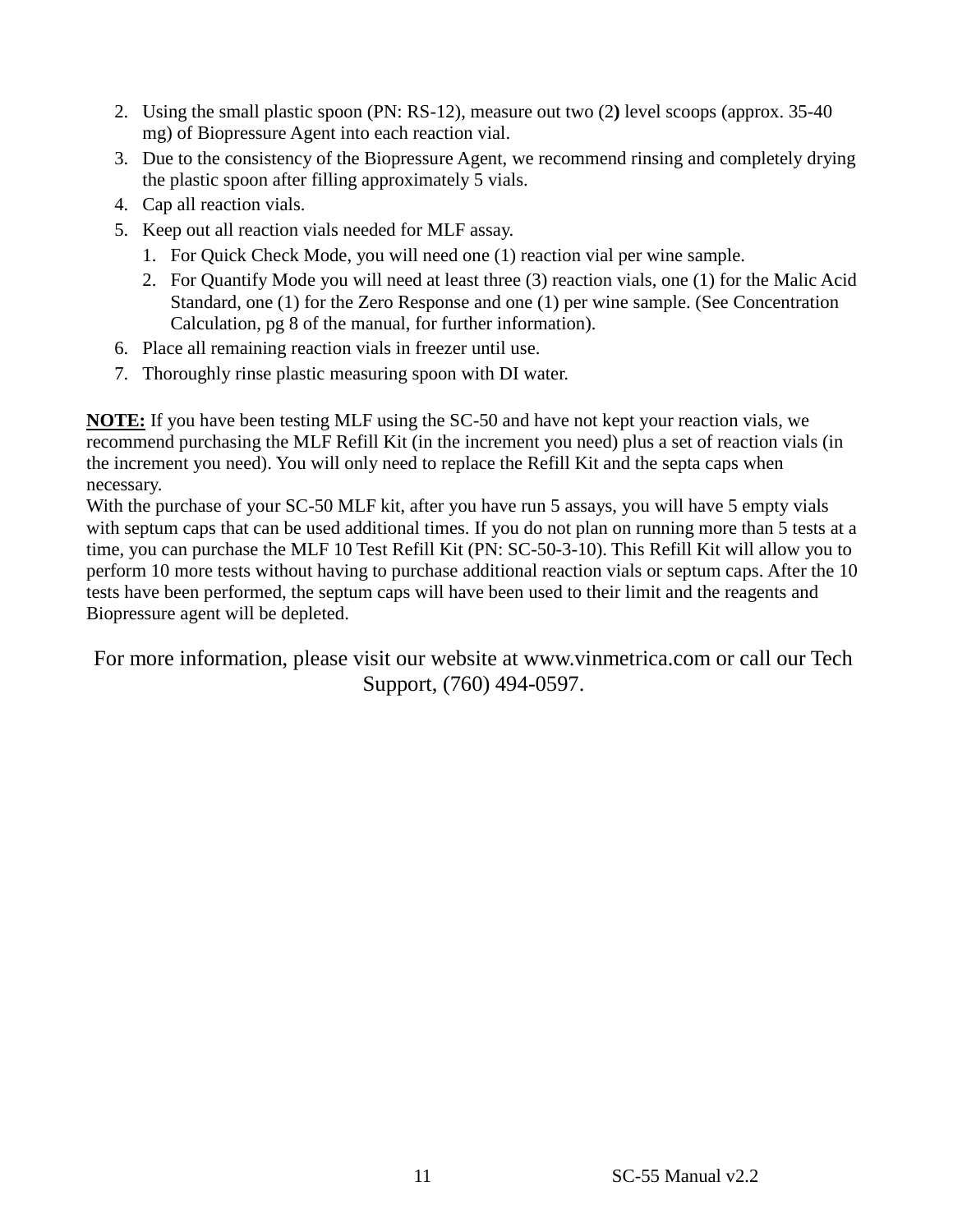2. Using the small plastic spoon (PN: RS-12), measure out two (2**)** level scoops (approx. 35-40 mg) of Biopressure Agent into each reaction vial.
3. Due to the consistency of the Biopressure Agent, we recommend rinsing and completely drying the plastic spoon after filling approximately 5 vials.
4. Cap all reaction vials.
5. Keep out all reaction vials needed for MLF assay.
    1. For Quick Check Mode, you will need one (1) reaction vial per wine sample.
    2. For Quantify Mode you will need at least three (3) reaction vials, one (1) for the Malic Acid Standard, one (1) for the Zero Response and one (1) per wine sample. (See Concentration Calculation, pg 8 of the manual, for further information).
6. Place all remaining reaction vials in freezer until use.
7. Thoroughly rinse plastic measuring spoon with DI water.

**NOTE:** If you have been testing MLF using the SC-50 and have not kept your reaction vials, we recommend purchasing the MLF Refill Kit (in the increment you need) plus a set of reaction vials (in the increment you need). You will only need to replace the Refill Kit and the septa caps when necessary.
With the purchase of your SC-50 MLF kit, after you have run 5 assays, you will have 5 empty vials with septum caps that can be used additional times. If you do not plan on running more than 5 tests at a time, you can purchase the MLF 10 Test Refill Kit (PN: SC-50-3-10). This Refill Kit will allow you to perform 10 more tests without having to purchase additional reaction vials or septum caps. After the 10 tests have been performed, the septum caps will have been used to their limit and the reagents and Biopressure agent will be depleted.

For more information, please visit our website at www.vinmetrica.com or call our Tech Support, (760) 494-0597.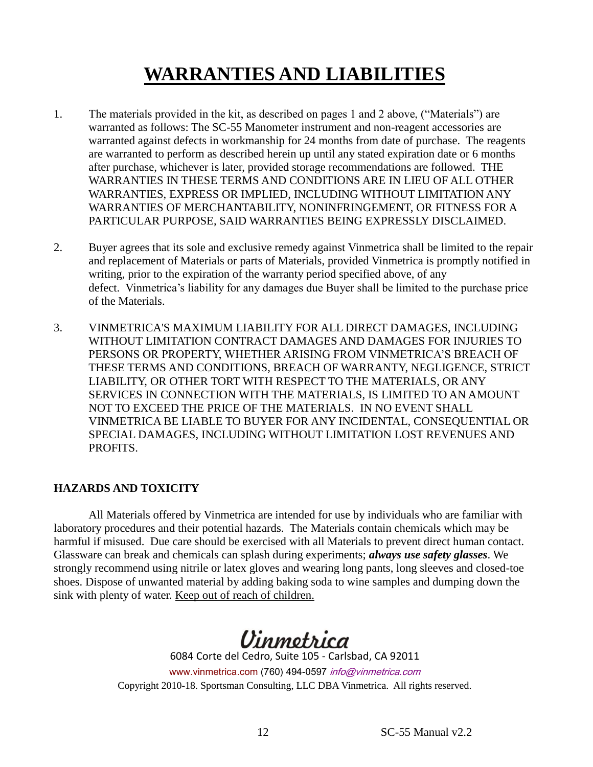# WARRANTIES AND LIABILITIES

1. The materials provided in the kit, as described on pages 1 and 2 above, ("Materials") are warranted as follows: The SC-55 Manometer instrument and non-reagent accessories are warranted against defects in workmanship for 24 months from date of purchase. The reagents are warranted to perform as described herein up until any stated expiration date or 6 months after purchase, whichever is later, provided storage recommendations are followed. THE WARRANTIES IN THESE TERMS AND CONDITIONS ARE IN LIEU OF ALL OTHER WARRANTIES, EXPRESS OR IMPLIED, INCLUDING WITHOUT LIMITATION ANY WARRANTIES OF MERCHANTABILITY, NONINFRINGEMENT, OR FITNESS FOR A PARTICULAR PURPOSE, SAID WARRANTIES BEING EXPRESSLY DISCLAIMED.

2. Buyer agrees that its sole and exclusive remedy against Vinmetrica shall be limited to the repair and replacement of Materials or parts of Materials, provided Vinmetrica is promptly notified in writing, prior to the expiration of the warranty period specified above, of any defect. Vinmetrica's liability for any damages due Buyer shall be limited to the purchase price of the Materials.

3. VINMETRICA'S MAXIMUM LIABILITY FOR ALL DIRECT DAMAGES, INCLUDING WITHOUT LIMITATION CONTRACT DAMAGES AND DAMAGES FOR INJURIES TO PERSONS OR PROPERTY, WHETHER ARISING FROM VINMETRICA'S BREACH OF THESE TERMS AND CONDITIONS, BREACH OF WARRANTY, NEGLIGENCE, STRICT LIABILITY, OR OTHER TORT WITH RESPECT TO THE MATERIALS, OR ANY SERVICES IN CONNECTION WITH THE MATERIALS, IS LIMITED TO AN AMOUNT NOT TO EXCEED THE PRICE OF THE MATERIALS. IN NO EVENT SHALL VINMETRICA BE LIABLE TO BUYER FOR ANY INCIDENTAL, CONSEQUENTIAL OR SPECIAL DAMAGES, INCLUDING WITHOUT LIMITATION LOST REVENUES AND PROFITS.

**HAZARDS AND TOXICITY**

All Materials offered by Vinmetrica are intended for use by individuals who are familiar with laboratory procedures and their potential hazards. The Materials contain chemicals which may be harmful if misused. Due care should be exercised with all Materials to prevent direct human contact. Glassware can break and chemicals can splash during experiments; ***always use safety glasses***. We strongly recommend using nitrile or latex gloves and wearing long pants, long sleeves and closed-toe shoes. Dispose of unwanted material by adding baking soda to wine samples and dumping down the sink with plenty of water. Keep out of reach of children.

Vinmetrica

6084 Corte del Cedro, Suite 105 - Carlsbad, CA 92011

www.vinmetrica.com (760) 494-0597 *info@vinmetrica.com*

Copyright 2010-18. Sportsman Consulting, LLC DBA Vinmetrica. All rights reserved.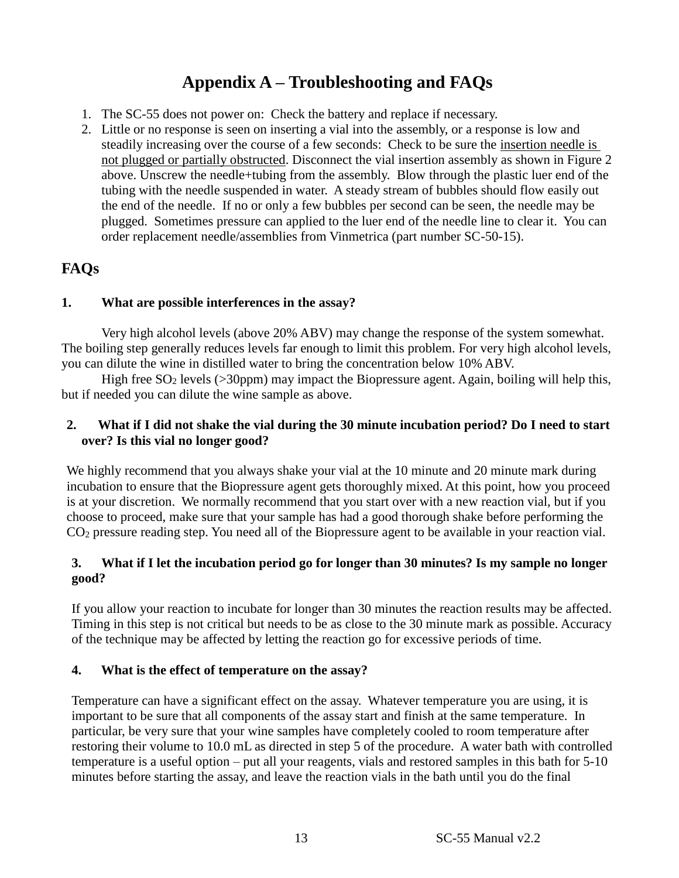# Appendix A – Troubleshooting and FAQs

1. The SC-55 does not power on: Check the battery and replace if necessary.
2. Little or no response is seen on inserting a vial into the assembly, or a response is low and steadily increasing over the course of a few seconds: Check to be sure the insertion needle is not plugged or partially obstructed. Disconnect the vial insertion assembly as shown in Figure 2 above. Unscrew the needle+tubing from the assembly. Blow through the plastic luer end of the tubing with the needle suspended in water. A steady stream of bubbles should flow easily out the end of the needle. If no or only a few bubbles per second can be seen, the needle may be plugged. Sometimes pressure can applied to the luer end of the needle line to clear it. You can order replacement needle/assemblies from Vinmetrica (part number SC-50-15).

## FAQs

### 1. What are possible interferences in the assay?

Very high alcohol levels (above 20% ABV) may change the response of the system somewhat. The boiling step generally reduces levels far enough to limit this problem. For very high alcohol levels, you can dilute the wine in distilled water to bring the concentration below 10% ABV.

High free $SO_2$ levels (>30ppm) may impact the Biopressure agent. Again, boiling will help this, but if needed you can dilute the wine sample as above.

### 2. What if I did not shake the vial during the 30 minute incubation period? Do I need to start over? Is this vial no longer good?

We highly recommend that you always shake your vial at the 10 minute and 20 minute mark during incubation to ensure that the Biopressure agent gets thoroughly mixed. At this point, how you proceed is at your discretion. We normally recommend that you start over with a new reaction vial, but if you choose to proceed, make sure that your sample has had a good thorough shake before performing the $CO_2$ pressure reading step. You need all of the Biopressure agent to be available in your reaction vial.

### 3. What if I let the incubation period go for longer than 30 minutes? Is my sample no longer good?

If you allow your reaction to incubate for longer than 30 minutes the reaction results may be affected. Timing in this step is not critical but needs to be as close to the 30 minute mark as possible. Accuracy of the technique may be affected by letting the reaction go for excessive periods of time.

### 4. What is the effect of temperature on the assay?

Temperature can have a significant effect on the assay. Whatever temperature you are using, it is important to be sure that all components of the assay start and finish at the same temperature. In particular, be very sure that your wine samples have completely cooled to room temperature after restoring their volume to 10.0 mL as directed in step 5 of the procedure. A water bath with controlled temperature is a useful option – put all your reagents, vials and restored samples in this bath for 5-10 minutes before starting the assay, and leave the reaction vials in the bath until you do the final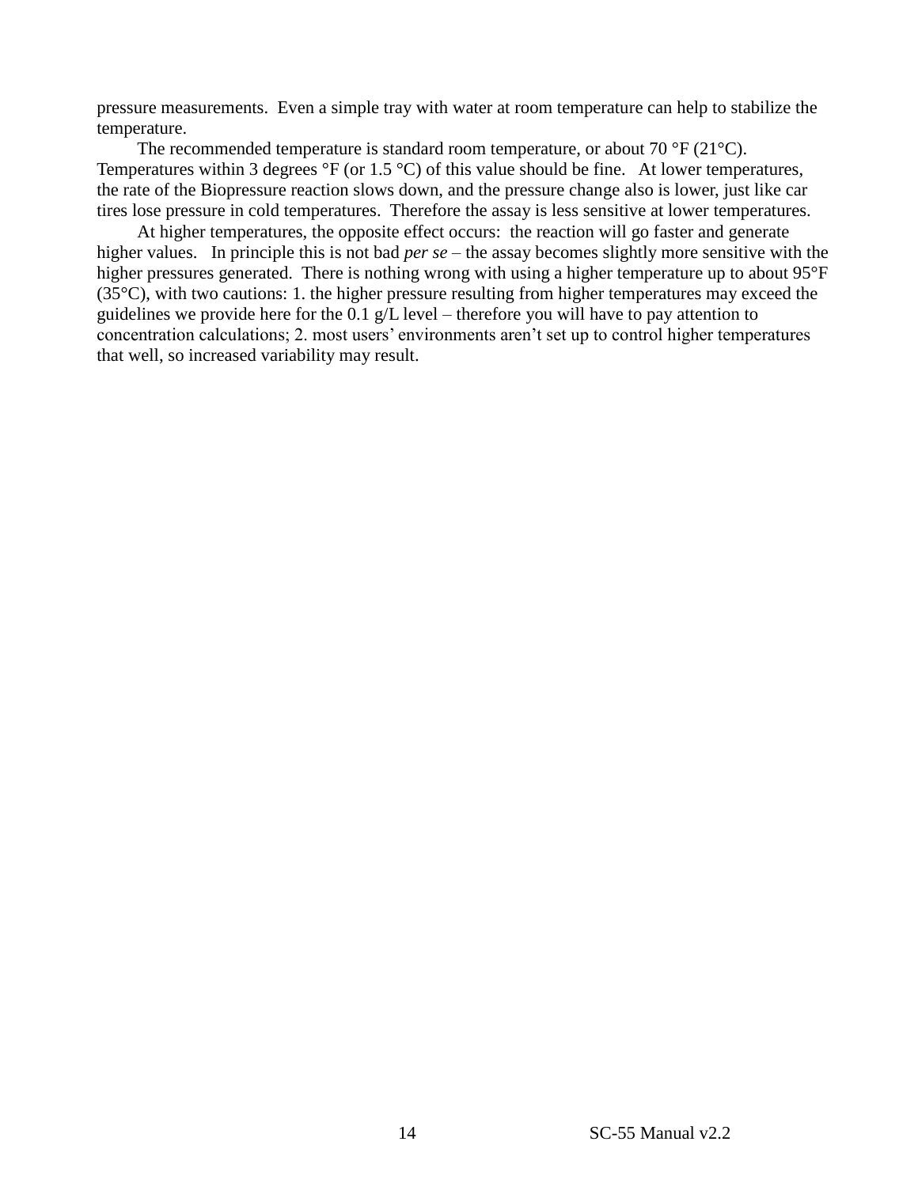pressure measurements. Even a simple tray with water at room temperature can help to stabilize the temperature.

The recommended temperature is standard room temperature, or about 70 °F (21°C). Temperatures within 3 degrees °F (or 1.5 °C) of this value should be fine. At lower temperatures, the rate of the Biopressure reaction slows down, and the pressure change also is lower, just like car tires lose pressure in cold temperatures. Therefore the assay is less sensitive at lower temperatures.

At higher temperatures, the opposite effect occurs: the reaction will go faster and generate higher values. In principle this is not bad *per se* – the assay becomes slightly more sensitive with the higher pressures generated. There is nothing wrong with using a higher temperature up to about 95°F (35°C), with two cautions: 1. the higher pressure resulting from higher temperatures may exceed the guidelines we provide here for the 0.1 g/L level – therefore you will have to pay attention to concentration calculations; 2. most users' environments aren't set up to control higher temperatures that well, so increased variability may result.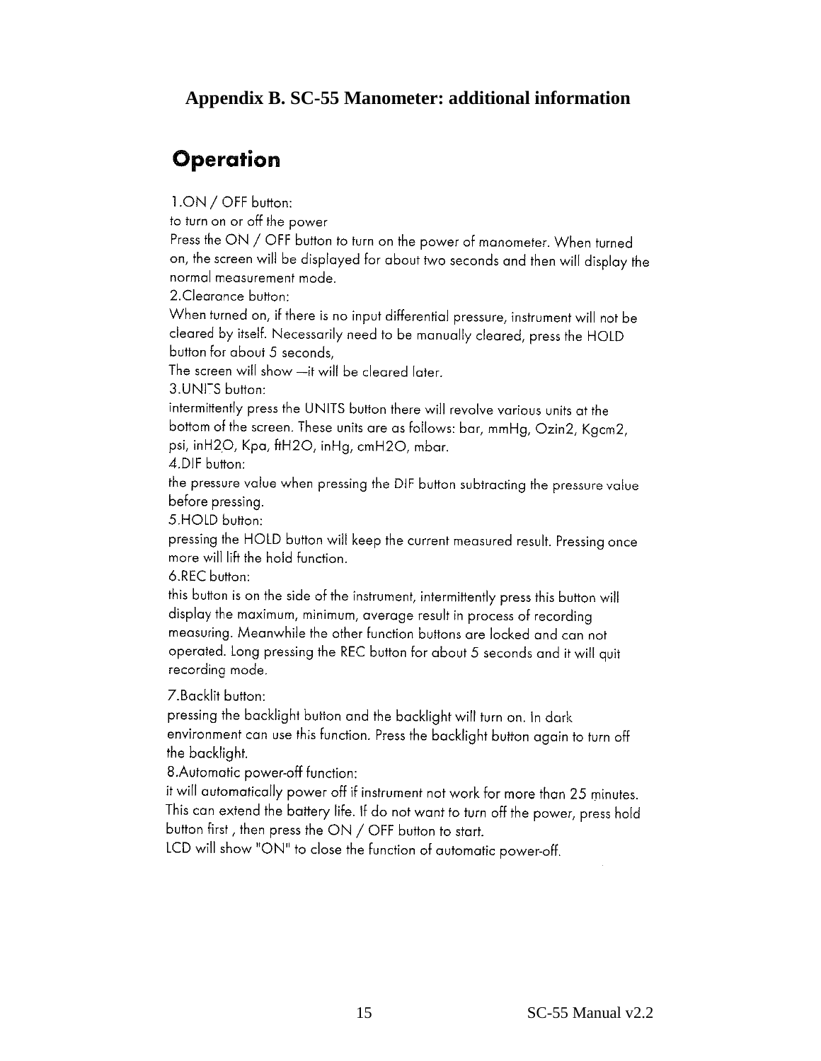## Appendix B. SC-55 Manometer: additional information

# Operation

1.ON / OFF button:
to turn on or off the power
Press the ON / OFF button to turn on the power of manometer. When turned on, the screen will be displayed for about two seconds and then will display the normal measurement mode.

2.Clearance button:
When turned on, if there is no input differential pressure, instrument will not be cleared by itself. Necessarily need to be manually cleared, press the HOLD button for about 5 seconds,
The screen will show —it will be cleared later.

3.UNITS button:
intermittently press the UNITS button there will revolve various units at the bottom of the screen. These units are as follows: bar, mmHg, Ozin2, Kgcm2, psi, inH2O, Kpa, ftH2O, inHg, cmH2O, mbar.

4.DIF button:
the pressure value when pressing the DIF button subtracting the pressure value before pressing.

5.HOLD button:
pressing the HOLD button will keep the current measured result. Pressing once more will lift the hold function.

6.REC button:
this button is on the side of the instrument, intermittently press this button will display the maximum, minimum, average result in process of recording measuring. Meanwhile the other function buttons are locked and can not operated. Long pressing the REC button for about 5 seconds and it will quit recording mode.

7.Backlit button:
pressing the backlight button and the backlight will turn on. In dark environment can use this function. Press the backlight button again to turn off the backlight.

8.Automatic power-off function:
it will automatically power off if instrument not work for more than 25 minutes. This can extend the battery life. If do not want to turn off the power, press hold button first , then press the ON / OFF button to start.
LCD will show "ON" to close the function of automatic power-off.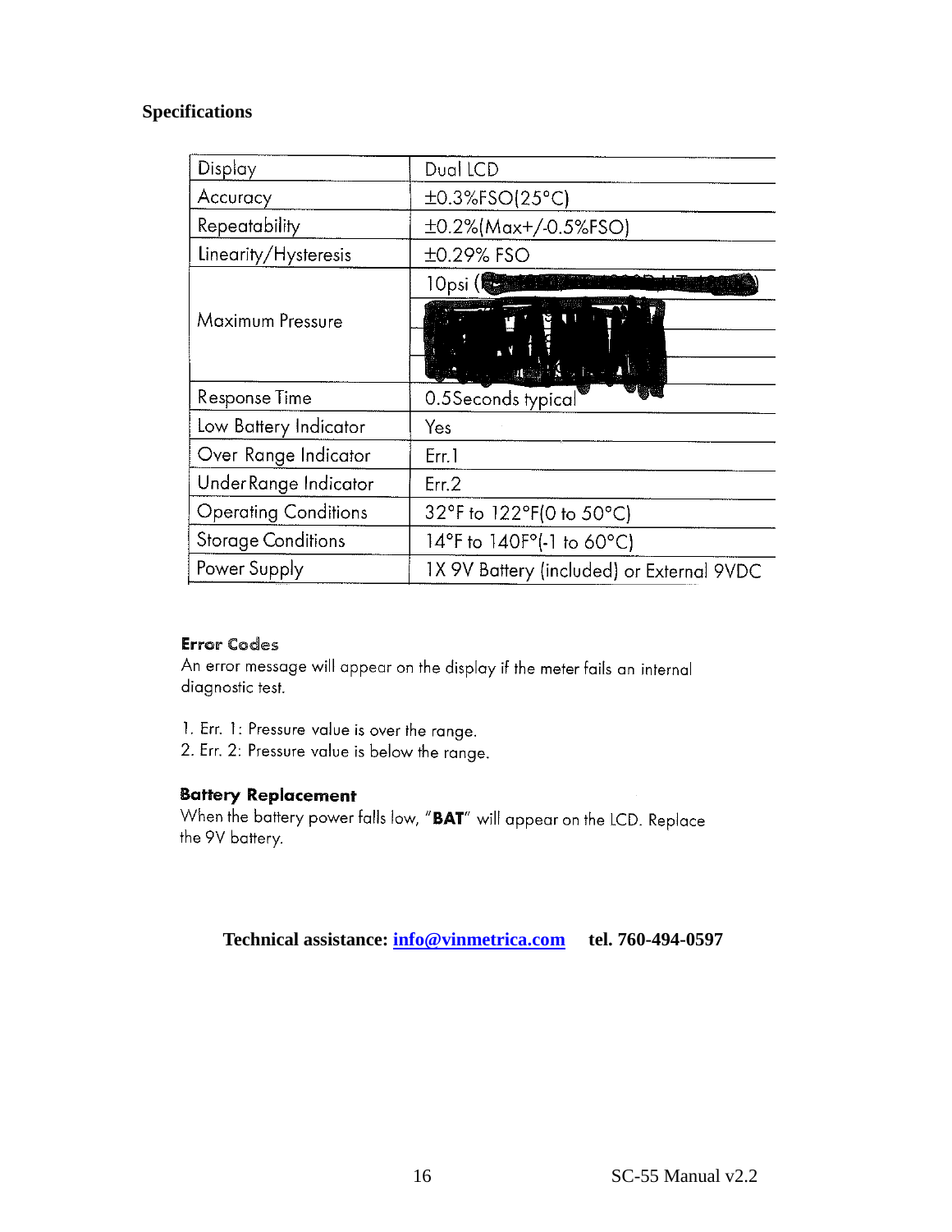**Specifications**

| | |
|---|---|
| Display | Dual LCD |
| Accuracy | ±0.3%FSO(25°C) |
| Repeatability | ±0.2%(Max+/-0.5%FSO) |
| Linearity/Hysteresis | ±0.29% FSO |
| Maximum Pressure | 10psi ( |
| Response Time | 0.5Seconds typical |
| Low Battery Indicator | Yes |
| Over Range Indicator | Err.1 |
| Under Range Indicator | Err.2 |
| Operating Conditions | 32°F to 122°F(0 to 50°C) |
| Storage Conditions | 14°F to 140F°(-1 to 60°C) |
| Power Supply | 1X 9V Battery (included) or External 9VDC |

**Error Codes**

An error message will appear on the display if the meter fails an internal diagnostic test.

1. Err. 1: Pressure value is over the range.
2. Err. 2: Pressure value is below the range.

**Battery Replacement**

When the battery power falls low, "**BAT**" will appear on the LCD. Replace the 9V battery.

**Technical assistance: info@vinmetrica.com tel. 760-494-0597**